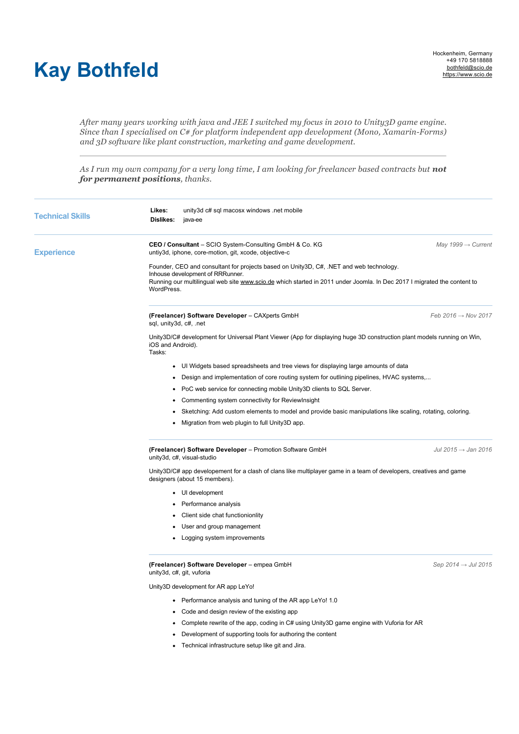# Kay Bothfeld

Hockenheim, Germany
+49 170 5818888
bothfeld@scio.de
https://www.scio.de

*After many years working with java and JEE I switched my focus in 2010 to Unity3D game engine. Since than I specialised on C# for platform independent app development (Mono, Xamarin-Forms) and 3D software like plant construction, marketing and game development.*

---

*As I run my own company for a very long time, I am looking for freelancer based contracts but **not for permanent positions**, thanks.*

## Technical Skills

**Likes:** unity3d c# sql macosx windows .net mobile
**Dislikes:** java-ee

## Experience

**CEO / Consultant** – SCIO System-Consulting GmbH & Co. KG — *May 1999 → Current*
untiy3d, iphone, core-motion, git, xcode, objective-c

Founder, CEO and consultant for projects based on Unity3D, C#, .NET and web technology.
Inhouse development of RRRunner.
Running our multilingual web site www.scio.de which started in 2011 under Joomla. In Dec 2017 I migrated the content to WordPress.

---

**(Freelancer) Software Developer** – CAXperts GmbH — *Feb 2016 → Nov 2017*
sql, unity3d, c#, .net

Unity3D/C# development for Universal Plant Viewer (App for displaying huge 3D construction plant models running on Win, iOS and Android).
Tasks:

- UI Widgets based spreadsheets and tree views for displaying large amounts of data
- Design and implementation of core routing system for outlining pipelines, HVAC systems,...
- PoC web service for connecting mobile Unity3D clients to SQL Server.
- Commenting system connectivity for ReviewInsight
- Sketching: Add custom elements to model and provide basic manipulations like scaling, rotating, coloring.
- Migration from web plugin to full Unity3D app.

---

**(Freelancer) Software Developer** – Promotion Software GmbH — *Jul 2015 → Jan 2016*
unity3d, c#, visual-studio

Unity3D/C# app developement for a clash of clans like multiplayer game in a team of developers, creatives and game designers (about 15 members).

- UI development
- Performance analysis
- Client side chat functionionlity
- User and group management
- Logging system improvements

---

**(Freelancer) Software Developer** – empea GmbH — *Sep 2014 → Jul 2015*
unity3d, c#, git, vuforia

Unity3D development for AR app LeYo!

- Performance analysis and tuning of the AR app LeYo! 1.0
- Code and design review of the existing app
- Complete rewrite of the app, coding in C# using Unity3D game engine with Vuforia for AR
- Development of supporting tools for authoring the content
- Technical infrastructure setup like git and Jira.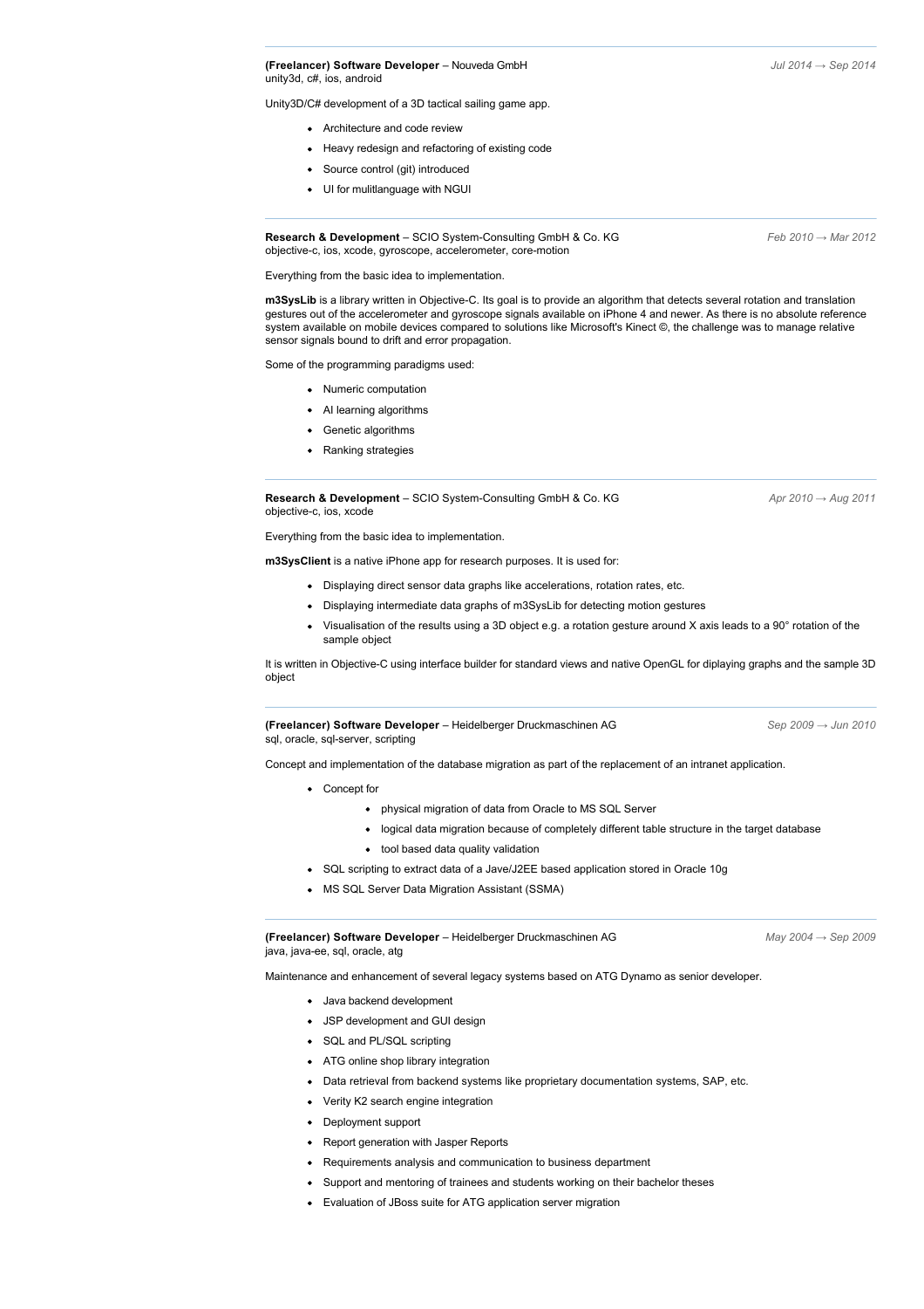---

**(Freelancer) Software Developer** – Nouveda GmbH *Jul 2014 → Sep 2014*
unity3d, c#, ios, android

Unity3D/C# development of a 3D tactical sailing game app.

- Architecture and code review
- Heavy redesign and refactoring of existing code
- Source control (git) introduced
- UI for mulitlanguage with NGUI

---

**Research & Development** – SCIO System-Consulting GmbH & Co. KG *Feb 2010 → Mar 2012*
objective-c, ios, xcode, gyroscope, accelerometer, core-motion

Everything from the basic idea to implementation.

**m3SysLib** is a library written in Objective-C. Its goal is to provide an algorithm that detects several rotation and translation gestures out of the accelerometer and gyroscope signals available on iPhone 4 and newer. As there is no absolute reference system available on mobile devices compared to solutions like Microsoft's Kinect ©, the challenge was to manage relative sensor signals bound to drift and error propagation.

Some of the programming paradigms used:

- Numeric computation
- AI learning algorithms
- Genetic algorithms
- Ranking strategies

---

**Research & Development** – SCIO System-Consulting GmbH & Co. KG *Apr 2010 → Aug 2011*
objective-c, ios, xcode

Everything from the basic idea to implementation.

**m3SysClient** is a native iPhone app for research purposes. It is used for:

- Displaying direct sensor data graphs like accelerations, rotation rates, etc.
- Displaying intermediate data graphs of m3SysLib for detecting motion gestures
- Visualisation of the results using a 3D object e.g. a rotation gesture around X axis leads to a 90° rotation of the sample object

It is written in Objective-C using interface builder for standard views and native OpenGL for diplaying graphs and the sample 3D object

---

**(Freelancer) Software Developer** – Heidelberger Druckmaschinen AG *Sep 2009 → Jun 2010*
sql, oracle, sql-server, scripting

Concept and implementation of the database migration as part of the replacement of an intranet application.

- Concept for
  - physical migration of data from Oracle to MS SQL Server
  - logical data migration because of completely different table structure in the target database
  - tool based data quality validation
- SQL scripting to extract data of a Jave/J2EE based application stored in Oracle 10g
- MS SQL Server Data Migration Assistant (SSMA)

---

**(Freelancer) Software Developer** – Heidelberger Druckmaschinen AG *May 2004 → Sep 2009*
java, java-ee, sql, oracle, atg

Maintenance and enhancement of several legacy systems based on ATG Dynamo as senior developer.

- Java backend development
- JSP development and GUI design
- SQL and PL/SQL scripting
- ATG online shop library integration
- Data retrieval from backend systems like proprietary documentation systems, SAP, etc.
- Verity K2 search engine integration
- Deployment support
- Report generation with Jasper Reports
- Requirements analysis and communication to business department
- Support and mentoring of trainees and students working on their bachelor theses
- Evaluation of JBoss suite for ATG application server migration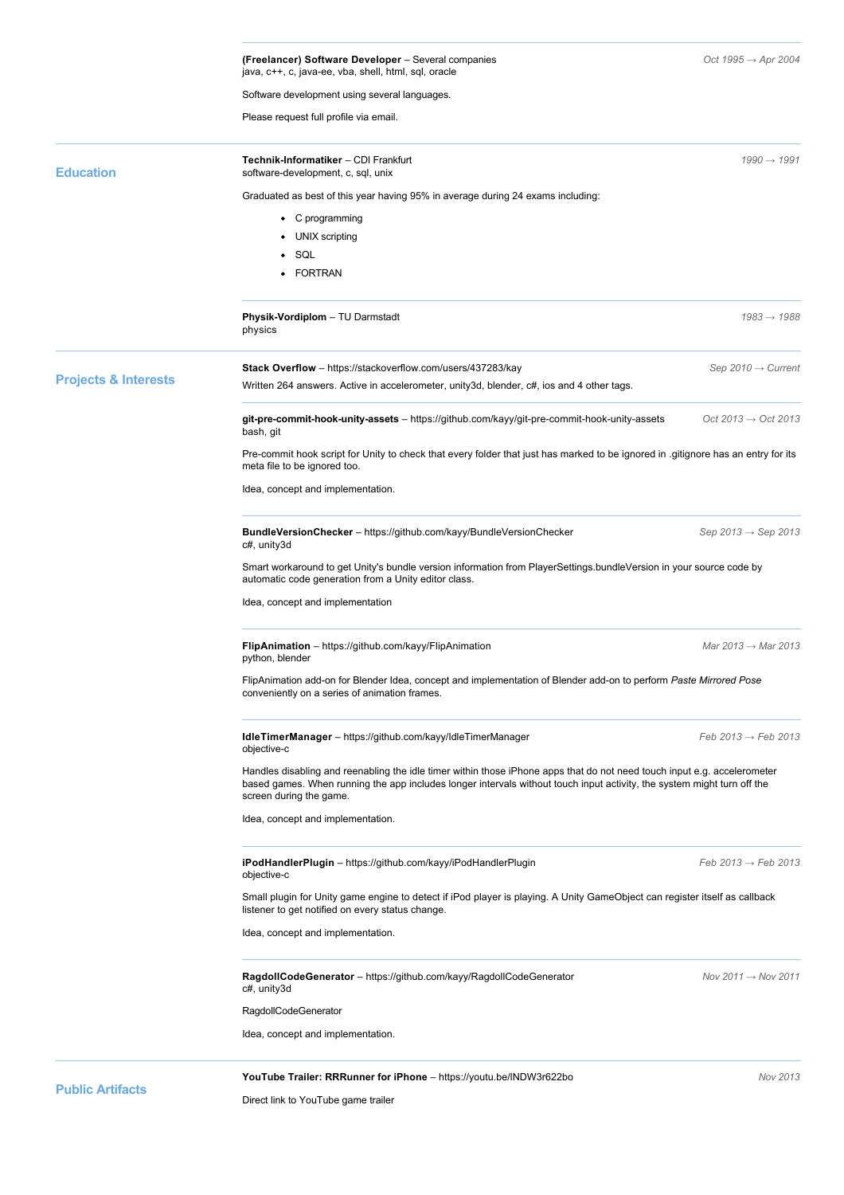**(Freelancer) Software Developer** – Several companies
java, c++, c, java-ee, vba, shell, html, sql, oracle

*Oct 1995 → Apr 2004*

Software development using several languages.

Please request full profile via email.

## Education

**Technik-Informatiker** – CDI Frankfurt
software-development, c, sql, unix

*1990 → 1991*

Graduated as best of this year having 95% in average during 24 exams including:

- C programming
- UNIX scripting
- SQL
- FORTRAN

**Physik-Vordiplom** – TU Darmstadt
physics

*1983 → 1988*

## Projects & Interests

**Stack Overflow** – https://stackoverflow.com/users/437283/kay

*Sep 2010 → Current*

Written 264 answers. Active in accelerometer, unity3d, blender, c#, ios and 4 other tags.

**git-pre-commit-hook-unity-assets** – https://github.com/kayy/git-pre-commit-hook-unity-assets
bash, git

*Oct 2013 → Oct 2013*

Pre-commit hook script for Unity to check that every folder that just has marked to be ignored in .gitignore has an entry for its meta file to be ignored too.

Idea, concept and implementation.

**BundleVersionChecker** – https://github.com/kayy/BundleVersionChecker
c#, unity3d

*Sep 2013 → Sep 2013*

Smart workaround to get Unity's bundle version information from PlayerSettings.bundleVersion in your source code by automatic code generation from a Unity editor class.

Idea, concept and implementation

**FlipAnimation** – https://github.com/kayy/FlipAnimation
python, blender

*Mar 2013 → Mar 2013*

FlipAnimation add-on for Blender Idea, concept and implementation of Blender add-on to perform *Paste Mirrored Pose* conveniently on a series of animation frames.

**IdleTimerManager** – https://github.com/kayy/IdleTimerManager
objective-c

*Feb 2013 → Feb 2013*

Handles disabling and reenabling the idle timer within those iPhone apps that do not need touch input e.g. accelerometer based games. When running the app includes longer intervals without touch input activity, the system might turn off the screen during the game.

Idea, concept and implementation.

**iPodHandlerPlugin** – https://github.com/kayy/iPodHandlerPlugin
objective-c

*Feb 2013 → Feb 2013*

Small plugin for Unity game engine to detect if iPod player is playing. A Unity GameObject can register itself as callback listener to get notified on every status change.

Idea, concept and implementation.

**RagdollCodeGenerator** – https://github.com/kayy/RagdollCodeGenerator
c#, unity3d

*Nov 2011 → Nov 2011*

RagdollCodeGenerator

Idea, concept and implementation.

## Public Artifacts

**YouTube Trailer: RRRunner for iPhone** – https://youtu.be/lNDW3r622bo

*Nov 2013*

Direct link to YouTube game trailer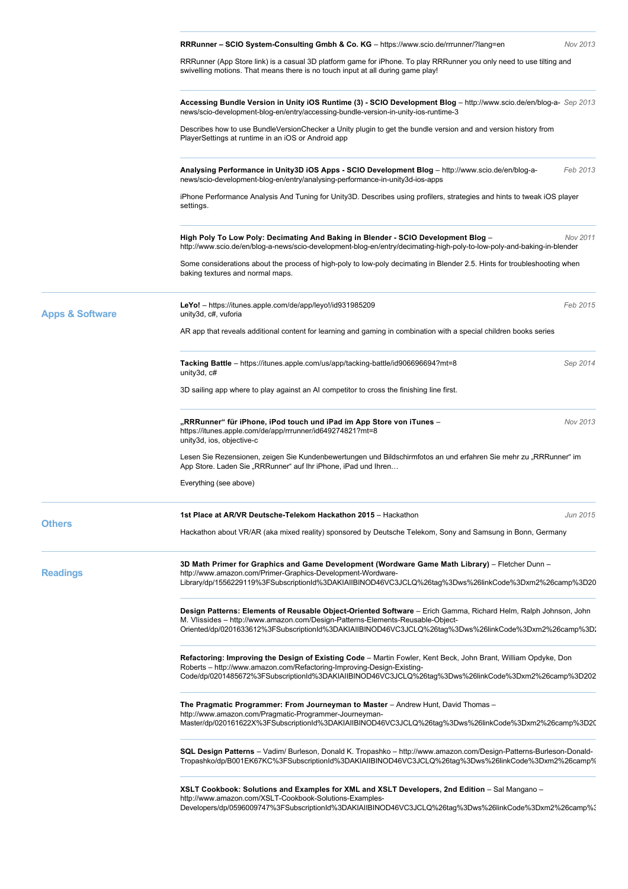**RRRunner – SCIO System-Consulting Gmbh & Co. KG** – https://www.scio.de/rrrunner/?lang=en *Nov 2013*

RRRunner (App Store link) is a casual 3D platform game for iPhone. To play RRRunner you only need to use tilting and swivelling motions. That means there is no touch input at all during game play!

**Accessing Bundle Version in Unity iOS Runtime (3) - SCIO Development Blog** – http://www.scio.de/en/blog-a-news/scio-development-blog-en/entry/accessing-bundle-version-in-unity-ios-runtime-3 *Sep 2013*

Describes how to use BundleVersionChecker a Unity plugin to get the bundle version and and version history from PlayerSettings at runtime in an iOS or Android app

**Analysing Performance in Unity3D iOS Apps - SCIO Development Blog** – http://www.scio.de/en/blog-a-news/scio-development-blog-en/entry/analysing-performance-in-unity3d-ios-apps *Feb 2013*

iPhone Performance Analysis And Tuning for Unity3D. Describes using profilers, strategies and hints to tweak iOS player settings.

**High Poly To Low Poly: Decimating And Baking in Blender - SCIO Development Blog** – http://www.scio.de/en/blog-a-news/scio-development-blog-en/entry/decimating-high-poly-to-low-poly-and-baking-in-blender *Nov 2011*

Some considerations about the process of high-poly to low-poly decimating in Blender 2.5. Hints for troubleshooting when baking textures and normal maps.

## Apps & Software

**LeYo!** – https://itunes.apple.com/de/app/leyo!/id931985209 *Feb 2015*
unity3d, c#, vuforia

AR app that reveals additional content for learning and gaming in combination with a special children books series

**Tacking Battle** – https://itunes.apple.com/us/app/tacking-battle/id906696694?mt=8 *Sep 2014*
unity3d, c#

3D sailing app where to play against an AI competitor to cross the finishing line first.

**„RRRunner“ für iPhone, iPod touch und iPad im App Store von iTunes** – https://itunes.apple.com/de/app/rrrunner/id649274821?mt=8 *Nov 2013*
unity3d, ios, objective-c

Lesen Sie Rezensionen, zeigen Sie Kundenbewertungen und Bildschirmfotos an und erfahren Sie mehr zu „RRRunner“ im App Store. Laden Sie „RRRunner“ auf Ihr iPhone, iPad und Ihren…

Everything (see above)

## Others

**1st Place at AR/VR Deutsche-Telekom Hackathon 2015** – Hackathon *Jun 2015*

Hackathon about VR/AR (aka mixed reality) sponsored by Deutsche Telekom, Sony and Samsung in Bonn, Germany

## Readings

**3D Math Primer for Graphics and Game Development (Wordware Game Math Library)** – Fletcher Dunn – http://www.amazon.com/Primer-Graphics-Development-Wordware-Library/dp/1556229119%3FSubscriptionId%3DAKIAIIBINOD46VC3JCLQ%26tag%3Dws%26linkCode%3Dxm2%26camp%3D20

**Design Patterns: Elements of Reusable Object-Oriented Software** – Erich Gamma, Richard Helm, Ralph Johnson, John M. Vlissides – http://www.amazon.com/Design-Patterns-Elements-Reusable-Object-Oriented/dp/0201633612%3FSubscriptionId%3DAKIAIIBINOD46VC3JCLQ%26tag%3Dws%26linkCode%3Dxm2%26camp%3D

**Refactoring: Improving the Design of Existing Code** – Martin Fowler, Kent Beck, John Brant, William Opdyke, Don Roberts – http://www.amazon.com/Refactoring-Improving-Design-Existing-Code/dp/0201485672%3FSubscriptionId%3DAKIAIIBINOD46VC3JCLQ%26tag%3Dws%26linkCode%3Dxm2%26camp%3D202

**The Pragmatic Programmer: From Journeyman to Master** – Andrew Hunt, David Thomas – http://www.amazon.com/Pragmatic-Programmer-Journeyman-Master/dp/020161622X%3FSubscriptionId%3DAKIAIIBINOD46VC3JCLQ%26tag%3Dws%26linkCode%3Dxm2%26camp%3D20

**SQL Design Patterns** – Vadim/ Burleson, Donald K. Tropashko – http://www.amazon.com/Design-Patterns-Burleson-Donald-Tropashko/dp/B001EK67KC%3FSubscriptionId%3DAKIAIIBINOD46VC3JCLQ%26tag%3Dws%26linkCode%3Dxm2%26camp%

**XSLT Cookbook: Solutions and Examples for XML and XSLT Developers, 2nd Edition** – Sal Mangano – http://www.amazon.com/XSLT-Cookbook-Solutions-Examples-Developers/dp/0596009747%3FSubscriptionId%3DAKIAIIBINOD46VC3JCLQ%26tag%3Dws%26linkCode%3Dxm2%26camp%3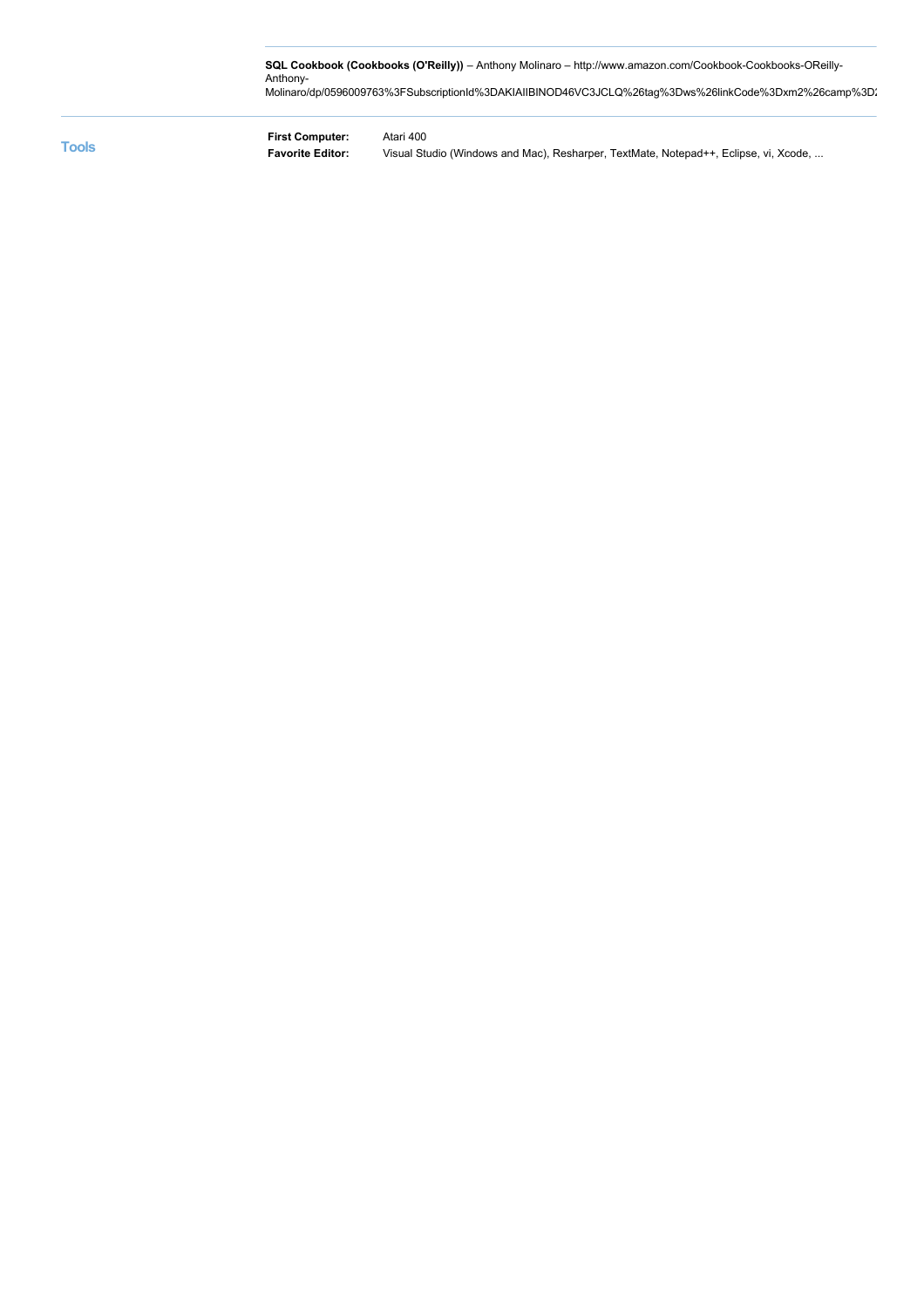**SQL Cookbook (Cookbooks (O'Reilly))** – Anthony Molinaro – http://www.amazon.com/Cookbook-Cookbooks-OReilly-Anthony-Molinaro/dp/0596009763%3FSubscriptionId%3DAKIAIIBINOD46VC3JCLQ%26tag%3Dws%26linkCode%3Dxm2%26camp%3D2

## Tools

| | |
|---|---|
| **First Computer:** | Atari 400 |
| **Favorite Editor:** | Visual Studio (Windows and Mac), Resharper, TextMate, Notepad++, Eclipse, vi, Xcode, ... |